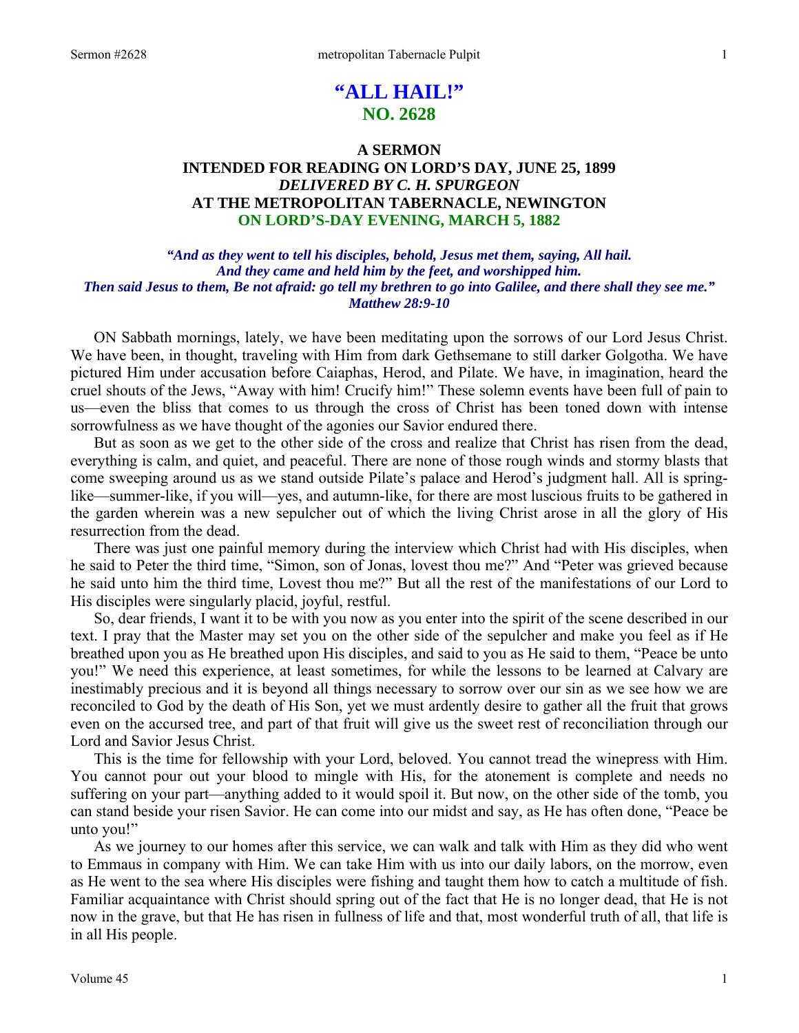# "ALL HAIL!"
## NO. 2628

### A SERMON
### INTENDED FOR READING ON LORD'S DAY, JUNE 25, 1899
### *DELIVERED BY C. H. SPURGEON*
### AT THE METROPOLITAN TABERNACLE, NEWINGTON
### ON LORD'S-DAY EVENING, MARCH 5, 1882

***"And as they went to tell his disciples, behold, Jesus met them, saying, All hail. And they came and held him by the feet, and worshipped him. Then said Jesus to them, Be not afraid: go tell my brethren to go into Galilee, and there shall they see me." Matthew 28:9-10***

ON Sabbath mornings, lately, we have been meditating upon the sorrows of our Lord Jesus Christ. We have been, in thought, traveling with Him from dark Gethsemane to still darker Golgotha. We have pictured Him under accusation before Caiaphas, Herod, and Pilate. We have, in imagination, heard the cruel shouts of the Jews, "Away with him! Crucify him!" These solemn events have been full of pain to us—even the bliss that comes to us through the cross of Christ has been toned down with intense sorrowfulness as we have thought of the agonies our Savior endured there.

But as soon as we get to the other side of the cross and realize that Christ has risen from the dead, everything is calm, and quiet, and peaceful. There are none of those rough winds and stormy blasts that come sweeping around us as we stand outside Pilate's palace and Herod's judgment hall. All is spring-like—summer-like, if you will—yes, and autumn-like, for there are most luscious fruits to be gathered in the garden wherein was a new sepulcher out of which the living Christ arose in all the glory of His resurrection from the dead.

There was just one painful memory during the interview which Christ had with His disciples, when he said to Peter the third time, "Simon, son of Jonas, lovest thou me?" And "Peter was grieved because he said unto him the third time, Lovest thou me?" But all the rest of the manifestations of our Lord to His disciples were singularly placid, joyful, restful.

So, dear friends, I want it to be with you now as you enter into the spirit of the scene described in our text. I pray that the Master may set you on the other side of the sepulcher and make you feel as if He breathed upon you as He breathed upon His disciples, and said to you as He said to them, "Peace be unto you!" We need this experience, at least sometimes, for while the lessons to be learned at Calvary are inestimably precious and it is beyond all things necessary to sorrow over our sin as we see how we are reconciled to God by the death of His Son, yet we must ardently desire to gather all the fruit that grows even on the accursed tree, and part of that fruit will give us the sweet rest of reconciliation through our Lord and Savior Jesus Christ.

This is the time for fellowship with your Lord, beloved. You cannot tread the winepress with Him. You cannot pour out your blood to mingle with His, for the atonement is complete and needs no suffering on your part—anything added to it would spoil it. But now, on the other side of the tomb, you can stand beside your risen Savior. He can come into our midst and say, as He has often done, "Peace be unto you!"

As we journey to our homes after this service, we can walk and talk with Him as they did who went to Emmaus in company with Him. We can take Him with us into our daily labors, on the morrow, even as He went to the sea where His disciples were fishing and taught them how to catch a multitude of fish. Familiar acquaintance with Christ should spring out of the fact that He is no longer dead, that He is not now in the grave, but that He has risen in fullness of life and that, most wonderful truth of all, that life is in all His people.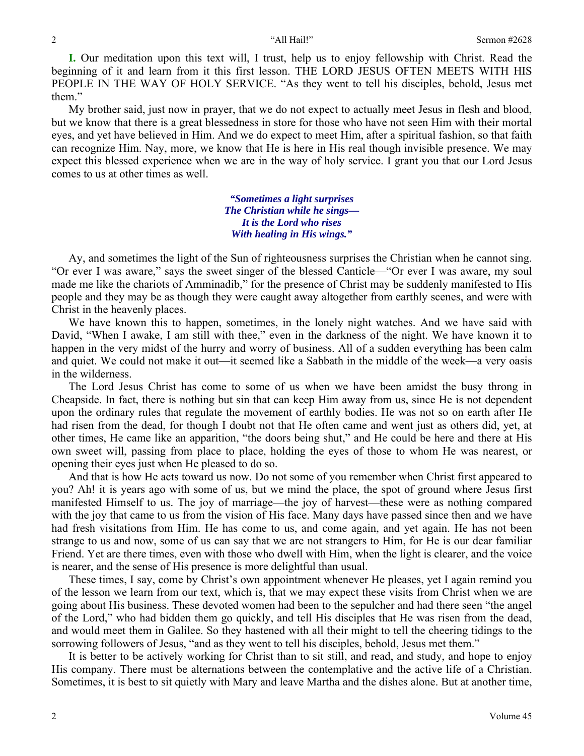**I.** Our meditation upon this text will, I trust, help us to enjoy fellowship with Christ. Read the beginning of it and learn from it this first lesson. THE LORD JESUS OFTEN MEETS WITH HIS PEOPLE IN THE WAY OF HOLY SERVICE. "As they went to tell his disciples, behold, Jesus met them."

My brother said, just now in prayer, that we do not expect to actually meet Jesus in flesh and blood, but we know that there is a great blessedness in store for those who have not seen Him with their mortal eyes, and yet have believed in Him. And we do expect to meet Him, after a spiritual fashion, so that faith can recognize Him. Nay, more, we know that He is here in His real though invisible presence. We may expect this blessed experience when we are in the way of holy service. I grant you that our Lord Jesus comes to us at other times as well.

> ***"Sometimes a light surprises***
> ***The Christian while he sings—***
> ***It is the Lord who rises***
> ***With healing in His wings."***

Ay, and sometimes the light of the Sun of righteousness surprises the Christian when he cannot sing. "Or ever I was aware," says the sweet singer of the blessed Canticle—"Or ever I was aware, my soul made me like the chariots of Amminadib," for the presence of Christ may be suddenly manifested to His people and they may be as though they were caught away altogether from earthly scenes, and were with Christ in the heavenly places.

We have known this to happen, sometimes, in the lonely night watches. And we have said with David, "When I awake, I am still with thee," even in the darkness of the night. We have known it to happen in the very midst of the hurry and worry of business. All of a sudden everything has been calm and quiet. We could not make it out—it seemed like a Sabbath in the middle of the week—a very oasis in the wilderness.

The Lord Jesus Christ has come to some of us when we have been amidst the busy throng in Cheapside. In fact, there is nothing but sin that can keep Him away from us, since He is not dependent upon the ordinary rules that regulate the movement of earthly bodies. He was not so on earth after He had risen from the dead, for though I doubt not that He often came and went just as others did, yet, at other times, He came like an apparition, "the doors being shut," and He could be here and there at His own sweet will, passing from place to place, holding the eyes of those to whom He was nearest, or opening their eyes just when He pleased to do so.

And that is how He acts toward us now. Do not some of you remember when Christ first appeared to you? Ah! it is years ago with some of us, but we mind the place, the spot of ground where Jesus first manifested Himself to us. The joy of marriage—the joy of harvest—these were as nothing compared with the joy that came to us from the vision of His face. Many days have passed since then and we have had fresh visitations from Him. He has come to us, and come again, and yet again. He has not been strange to us and now, some of us can say that we are not strangers to Him, for He is our dear familiar Friend. Yet are there times, even with those who dwell with Him, when the light is clearer, and the voice is nearer, and the sense of His presence is more delightful than usual.

These times, I say, come by Christ's own appointment whenever He pleases, yet I again remind you of the lesson we learn from our text, which is, that we may expect these visits from Christ when we are going about His business. These devoted women had been to the sepulcher and had there seen "the angel of the Lord," who had bidden them go quickly, and tell His disciples that He was risen from the dead, and would meet them in Galilee. So they hastened with all their might to tell the cheering tidings to the sorrowing followers of Jesus, "and as they went to tell his disciples, behold, Jesus met them."

It is better to be actively working for Christ than to sit still, and read, and study, and hope to enjoy His company. There must be alternations between the contemplative and the active life of a Christian. Sometimes, it is best to sit quietly with Mary and leave Martha and the dishes alone. But at another time,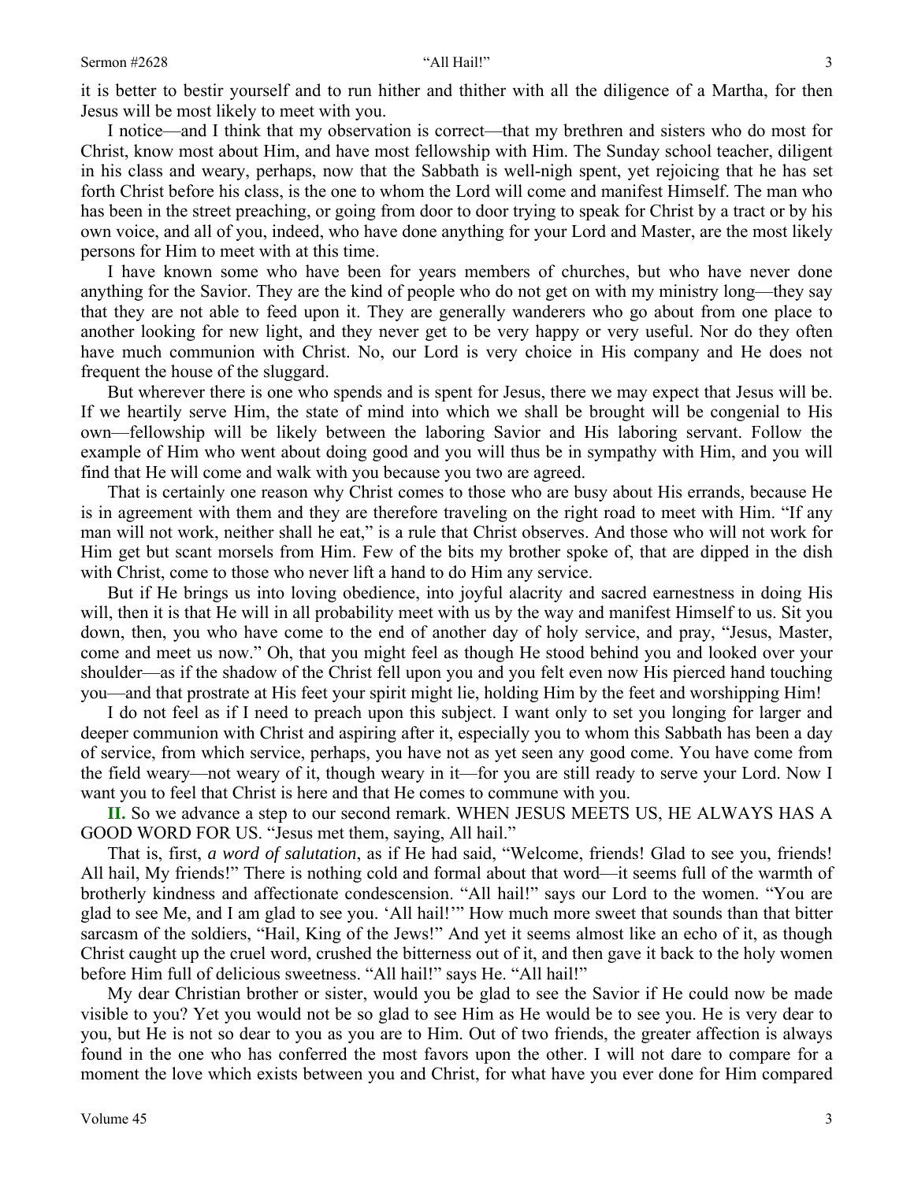it is better to bestir yourself and to run hither and thither with all the diligence of a Martha, for then Jesus will be most likely to meet with you.

I notice—and I think that my observation is correct—that my brethren and sisters who do most for Christ, know most about Him, and have most fellowship with Him. The Sunday school teacher, diligent in his class and weary, perhaps, now that the Sabbath is well-nigh spent, yet rejoicing that he has set forth Christ before his class, is the one to whom the Lord will come and manifest Himself. The man who has been in the street preaching, or going from door to door trying to speak for Christ by a tract or by his own voice, and all of you, indeed, who have done anything for your Lord and Master, are the most likely persons for Him to meet with at this time.

I have known some who have been for years members of churches, but who have never done anything for the Savior. They are the kind of people who do not get on with my ministry long—they say that they are not able to feed upon it. They are generally wanderers who go about from one place to another looking for new light, and they never get to be very happy or very useful. Nor do they often have much communion with Christ. No, our Lord is very choice in His company and He does not frequent the house of the sluggard.

But wherever there is one who spends and is spent for Jesus, there we may expect that Jesus will be. If we heartily serve Him, the state of mind into which we shall be brought will be congenial to His own—fellowship will be likely between the laboring Savior and His laboring servant. Follow the example of Him who went about doing good and you will thus be in sympathy with Him, and you will find that He will come and walk with you because you two are agreed.

That is certainly one reason why Christ comes to those who are busy about His errands, because He is in agreement with them and they are therefore traveling on the right road to meet with Him. "If any man will not work, neither shall he eat," is a rule that Christ observes. And those who will not work for Him get but scant morsels from Him. Few of the bits my brother spoke of, that are dipped in the dish with Christ, come to those who never lift a hand to do Him any service.

But if He brings us into loving obedience, into joyful alacrity and sacred earnestness in doing His will, then it is that He will in all probability meet with us by the way and manifest Himself to us. Sit you down, then, you who have come to the end of another day of holy service, and pray, "Jesus, Master, come and meet us now." Oh, that you might feel as though He stood behind you and looked over your shoulder—as if the shadow of the Christ fell upon you and you felt even now His pierced hand touching you—and that prostrate at His feet your spirit might lie, holding Him by the feet and worshipping Him!

I do not feel as if I need to preach upon this subject. I want only to set you longing for larger and deeper communion with Christ and aspiring after it, especially you to whom this Sabbath has been a day of service, from which service, perhaps, you have not as yet seen any good come. You have come from the field weary—not weary of it, though weary in it—for you are still ready to serve your Lord. Now I want you to feel that Christ is here and that He comes to commune with you.

**II.** So we advance a step to our second remark. WHEN JESUS MEETS US, HE ALWAYS HAS A GOOD WORD FOR US. "Jesus met them, saying, All hail."

That is, first, *a word of salutation*, as if He had said, "Welcome, friends! Glad to see you, friends! All hail, My friends!" There is nothing cold and formal about that word—it seems full of the warmth of brotherly kindness and affectionate condescension. "All hail!" says our Lord to the women. "You are glad to see Me, and I am glad to see you. 'All hail!'" How much more sweet that sounds than that bitter sarcasm of the soldiers, "Hail, King of the Jews!" And yet it seems almost like an echo of it, as though Christ caught up the cruel word, crushed the bitterness out of it, and then gave it back to the holy women before Him full of delicious sweetness. "All hail!" says He. "All hail!"

My dear Christian brother or sister, would you be glad to see the Savior if He could now be made visible to you? Yet you would not be so glad to see Him as He would be to see you. He is very dear to you, but He is not so dear to you as you are to Him. Out of two friends, the greater affection is always found in the one who has conferred the most favors upon the other. I will not dare to compare for a moment the love which exists between you and Christ, for what have you ever done for Him compared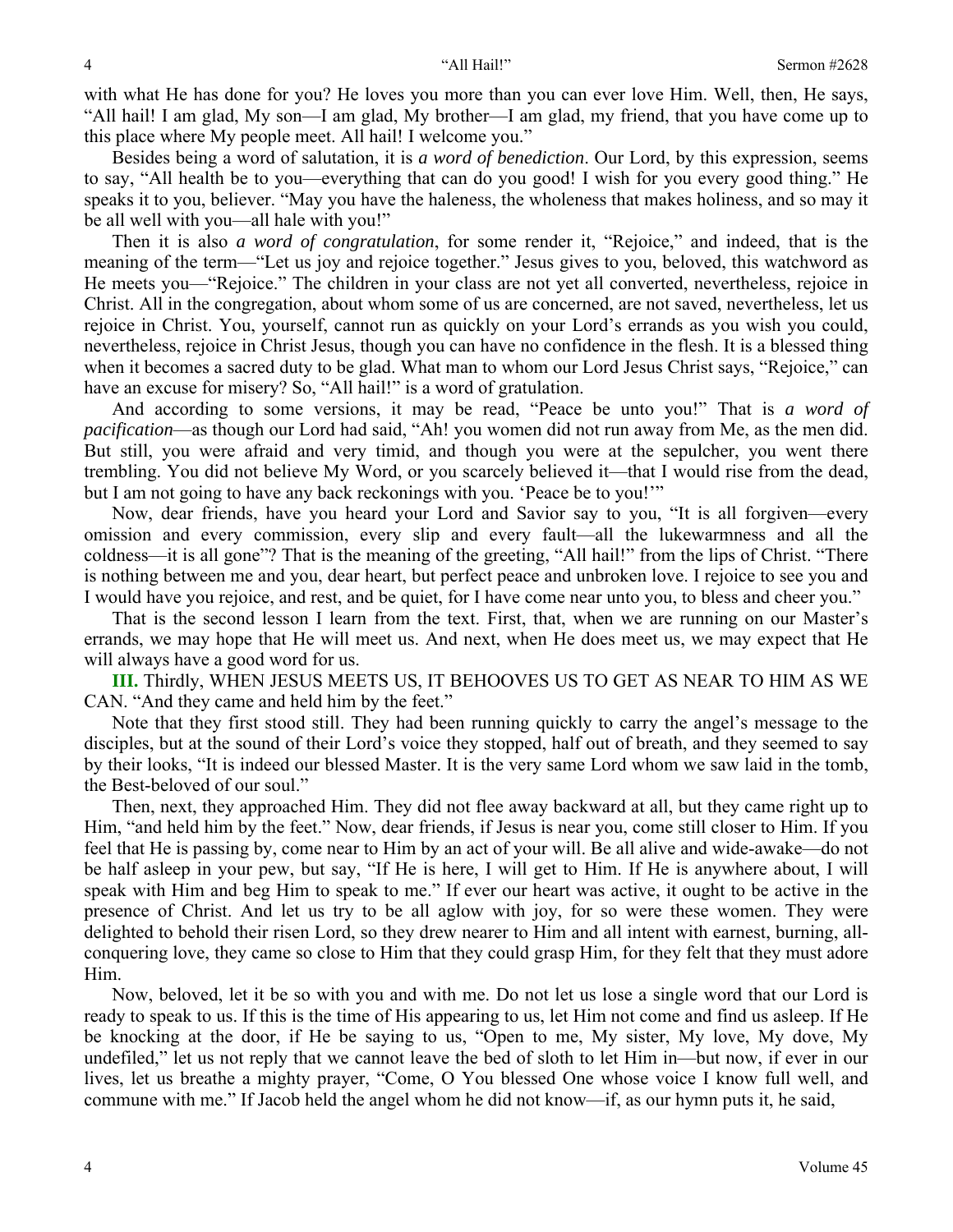with what He has done for you? He loves you more than you can ever love Him. Well, then, He says, "All hail! I am glad, My son—I am glad, My brother—I am glad, my friend, that you have come up to this place where My people meet. All hail! I welcome you."

Besides being a word of salutation, it is *a word of benediction*. Our Lord, by this expression, seems to say, "All health be to you—everything that can do you good! I wish for you every good thing." He speaks it to you, believer. "May you have the haleness, the wholeness that makes holiness, and so may it be all well with you—all hale with you!"

Then it is also *a word of congratulation*, for some render it, "Rejoice," and indeed, that is the meaning of the term—"Let us joy and rejoice together." Jesus gives to you, beloved, this watchword as He meets you—"Rejoice." The children in your class are not yet all converted, nevertheless, rejoice in Christ. All in the congregation, about whom some of us are concerned, are not saved, nevertheless, let us rejoice in Christ. You, yourself, cannot run as quickly on your Lord's errands as you wish you could, nevertheless, rejoice in Christ Jesus, though you can have no confidence in the flesh. It is a blessed thing when it becomes a sacred duty to be glad. What man to whom our Lord Jesus Christ says, "Rejoice," can have an excuse for misery? So, "All hail!" is a word of gratulation.

And according to some versions, it may be read, "Peace be unto you!" That is *a word of pacification*—as though our Lord had said, "Ah! you women did not run away from Me, as the men did. But still, you were afraid and very timid, and though you were at the sepulcher, you went there trembling. You did not believe My Word, or you scarcely believed it—that I would rise from the dead, but I am not going to have any back reckonings with you. 'Peace be to you!'"

Now, dear friends, have you heard your Lord and Savior say to you, "It is all forgiven—every omission and every commission, every slip and every fault—all the lukewarmness and all the coldness—it is all gone"? That is the meaning of the greeting, "All hail!" from the lips of Christ. "There is nothing between me and you, dear heart, but perfect peace and unbroken love. I rejoice to see you and I would have you rejoice, and rest, and be quiet, for I have come near unto you, to bless and cheer you."

That is the second lesson I learn from the text. First, that, when we are running on our Master's errands, we may hope that He will meet us. And next, when He does meet us, we may expect that He will always have a good word for us.

**III.** Thirdly, WHEN JESUS MEETS US, IT BEHOOVES US TO GET AS NEAR TO HIM AS WE CAN. "And they came and held him by the feet."

Note that they first stood still. They had been running quickly to carry the angel's message to the disciples, but at the sound of their Lord's voice they stopped, half out of breath, and they seemed to say by their looks, "It is indeed our blessed Master. It is the very same Lord whom we saw laid in the tomb, the Best-beloved of our soul."

Then, next, they approached Him. They did not flee away backward at all, but they came right up to Him, "and held him by the feet." Now, dear friends, if Jesus is near you, come still closer to Him. If you feel that He is passing by, come near to Him by an act of your will. Be all alive and wide-awake—do not be half asleep in your pew, but say, "If He is here, I will get to Him. If He is anywhere about, I will speak with Him and beg Him to speak to me." If ever our heart was active, it ought to be active in the presence of Christ. And let us try to be all aglow with joy, for so were these women. They were delighted to behold their risen Lord, so they drew nearer to Him and all intent with earnest, burning, all-conquering love, they came so close to Him that they could grasp Him, for they felt that they must adore Him.

Now, beloved, let it be so with you and with me. Do not let us lose a single word that our Lord is ready to speak to us. If this is the time of His appearing to us, let Him not come and find us asleep. If He be knocking at the door, if He be saying to us, "Open to me, My sister, My love, My dove, My undefiled," let us not reply that we cannot leave the bed of sloth to let Him in—but now, if ever in our lives, let us breathe a mighty prayer, "Come, O You blessed One whose voice I know full well, and commune with me." If Jacob held the angel whom he did not know—if, as our hymn puts it, he said,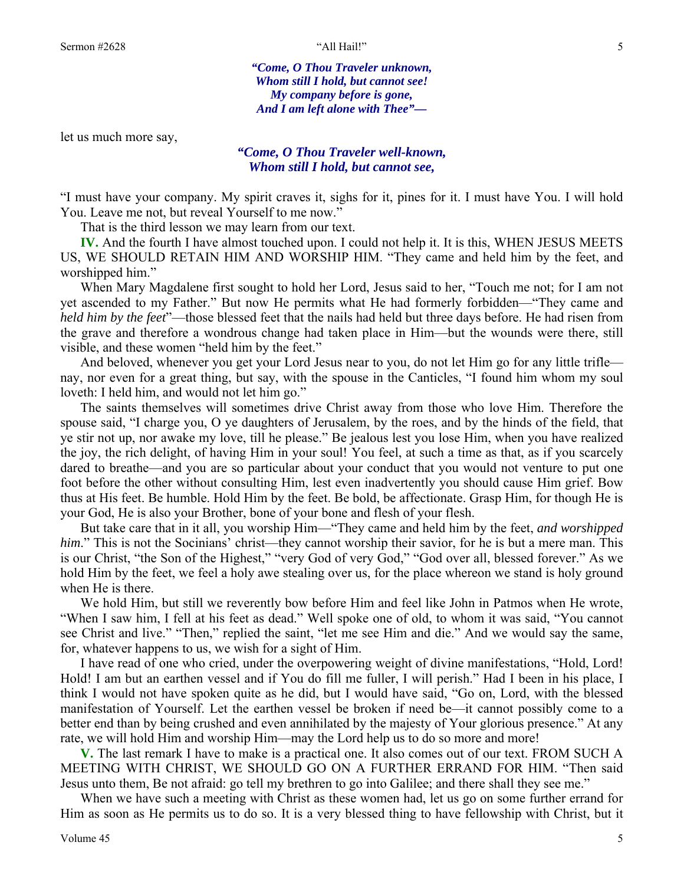*"Come, O Thou Traveler unknown,*
*Whom still I hold, but cannot see!*
*My company before is gone,*
*And I am left alone with Thee"—*

let us much more say,

*"Come, O Thou Traveler well-known,*
*Whom still I hold, but cannot see,*

"I must have your company. My spirit craves it, sighs for it, pines for it. I must have You. I will hold You. Leave me not, but reveal Yourself to me now."

That is the third lesson we may learn from our text.

**IV.** And the fourth I have almost touched upon. I could not help it. It is this, WHEN JESUS MEETS US, WE SHOULD RETAIN HIM AND WORSHIP HIM. "They came and held him by the feet, and worshipped him."

When Mary Magdalene first sought to hold her Lord, Jesus said to her, "Touch me not; for I am not yet ascended to my Father." But now He permits what He had formerly forbidden—"They came and *held him by the feet*"—those blessed feet that the nails had held but three days before. He had risen from the grave and therefore a wondrous change had taken place in Him—but the wounds were there, still visible, and these women "held him by the feet."

And beloved, whenever you get your Lord Jesus near to you, do not let Him go for any little trifle—nay, nor even for a great thing, but say, with the spouse in the Canticles, "I found him whom my soul loveth: I held him, and would not let him go."

The saints themselves will sometimes drive Christ away from those who love Him. Therefore the spouse said, "I charge you, O ye daughters of Jerusalem, by the roes, and by the hinds of the field, that ye stir not up, nor awake my love, till he please." Be jealous lest you lose Him, when you have realized the joy, the rich delight, of having Him in your soul! You feel, at such a time as that, as if you scarcely dared to breathe—and you are so particular about your conduct that you would not venture to put one foot before the other without consulting Him, lest even inadvertently you should cause Him grief. Bow thus at His feet. Be humble. Hold Him by the feet. Be bold, be affectionate. Grasp Him, for though He is your God, He is also your Brother, bone of your bone and flesh of your flesh.

But take care that in it all, you worship Him—"They came and held him by the feet, *and worshipped him*." This is not the Socinians' christ—they cannot worship their savior, for he is but a mere man. This is our Christ, "the Son of the Highest," "very God of very God," "God over all, blessed forever." As we hold Him by the feet, we feel a holy awe stealing over us, for the place whereon we stand is holy ground when He is there.

We hold Him, but still we reverently bow before Him and feel like John in Patmos when He wrote, "When I saw him, I fell at his feet as dead." Well spoke one of old, to whom it was said, "You cannot see Christ and live." "Then," replied the saint, "let me see Him and die." And we would say the same, for, whatever happens to us, we wish for a sight of Him.

I have read of one who cried, under the overpowering weight of divine manifestations, "Hold, Lord! Hold! I am but an earthen vessel and if You do fill me fuller, I will perish." Had I been in his place, I think I would not have spoken quite as he did, but I would have said, "Go on, Lord, with the blessed manifestation of Yourself. Let the earthen vessel be broken if need be—it cannot possibly come to a better end than by being crushed and even annihilated by the majesty of Your glorious presence." At any rate, we will hold Him and worship Him—may the Lord help us to do so more and more!

**V.** The last remark I have to make is a practical one. It also comes out of our text. FROM SUCH A MEETING WITH CHRIST, WE SHOULD GO ON A FURTHER ERRAND FOR HIM. "Then said Jesus unto them, Be not afraid: go tell my brethren to go into Galilee; and there shall they see me."

When we have such a meeting with Christ as these women had, let us go on some further errand for Him as soon as He permits us to do so. It is a very blessed thing to have fellowship with Christ, but it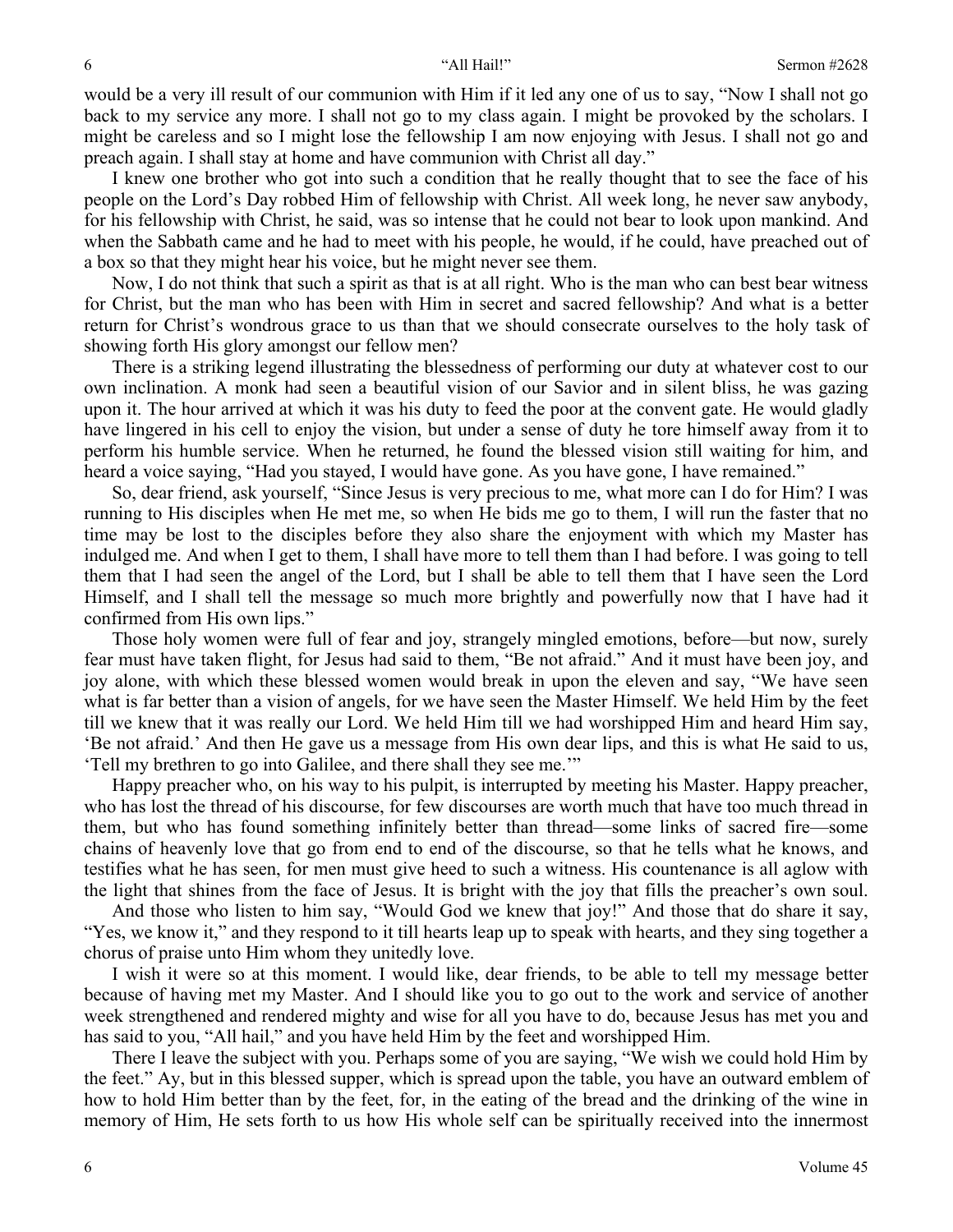would be a very ill result of our communion with Him if it led any one of us to say, "Now I shall not go back to my service any more. I shall not go to my class again. I might be provoked by the scholars. I might be careless and so I might lose the fellowship I am now enjoying with Jesus. I shall not go and preach again. I shall stay at home and have communion with Christ all day."

I knew one brother who got into such a condition that he really thought that to see the face of his people on the Lord's Day robbed Him of fellowship with Christ. All week long, he never saw anybody, for his fellowship with Christ, he said, was so intense that he could not bear to look upon mankind. And when the Sabbath came and he had to meet with his people, he would, if he could, have preached out of a box so that they might hear his voice, but he might never see them.

Now, I do not think that such a spirit as that is at all right. Who is the man who can best bear witness for Christ, but the man who has been with Him in secret and sacred fellowship? And what is a better return for Christ's wondrous grace to us than that we should consecrate ourselves to the holy task of showing forth His glory amongst our fellow men?

There is a striking legend illustrating the blessedness of performing our duty at whatever cost to our own inclination. A monk had seen a beautiful vision of our Savior and in silent bliss, he was gazing upon it. The hour arrived at which it was his duty to feed the poor at the convent gate. He would gladly have lingered in his cell to enjoy the vision, but under a sense of duty he tore himself away from it to perform his humble service. When he returned, he found the blessed vision still waiting for him, and heard a voice saying, "Had you stayed, I would have gone. As you have gone, I have remained."

So, dear friend, ask yourself, "Since Jesus is very precious to me, what more can I do for Him? I was running to His disciples when He met me, so when He bids me go to them, I will run the faster that no time may be lost to the disciples before they also share the enjoyment with which my Master has indulged me. And when I get to them, I shall have more to tell them than I had before. I was going to tell them that I had seen the angel of the Lord, but I shall be able to tell them that I have seen the Lord Himself, and I shall tell the message so much more brightly and powerfully now that I have had it confirmed from His own lips."

Those holy women were full of fear and joy, strangely mingled emotions, before—but now, surely fear must have taken flight, for Jesus had said to them, "Be not afraid." And it must have been joy, and joy alone, with which these blessed women would break in upon the eleven and say, "We have seen what is far better than a vision of angels, for we have seen the Master Himself. We held Him by the feet till we knew that it was really our Lord. We held Him till we had worshipped Him and heard Him say, 'Be not afraid.' And then He gave us a message from His own dear lips, and this is what He said to us, 'Tell my brethren to go into Galilee, and there shall they see me.'"

Happy preacher who, on his way to his pulpit, is interrupted by meeting his Master. Happy preacher, who has lost the thread of his discourse, for few discourses are worth much that have too much thread in them, but who has found something infinitely better than thread—some links of sacred fire—some chains of heavenly love that go from end to end of the discourse, so that he tells what he knows, and testifies what he has seen, for men must give heed to such a witness. His countenance is all aglow with the light that shines from the face of Jesus. It is bright with the joy that fills the preacher's own soul.

And those who listen to him say, "Would God we knew that joy!" And those that do share it say, "Yes, we know it," and they respond to it till hearts leap up to speak with hearts, and they sing together a chorus of praise unto Him whom they unitedly love.

I wish it were so at this moment. I would like, dear friends, to be able to tell my message better because of having met my Master. And I should like you to go out to the work and service of another week strengthened and rendered mighty and wise for all you have to do, because Jesus has met you and has said to you, "All hail," and you have held Him by the feet and worshipped Him.

There I leave the subject with you. Perhaps some of you are saying, "We wish we could hold Him by the feet." Ay, but in this blessed supper, which is spread upon the table, you have an outward emblem of how to hold Him better than by the feet, for, in the eating of the bread and the drinking of the wine in memory of Him, He sets forth to us how His whole self can be spiritually received into the innermost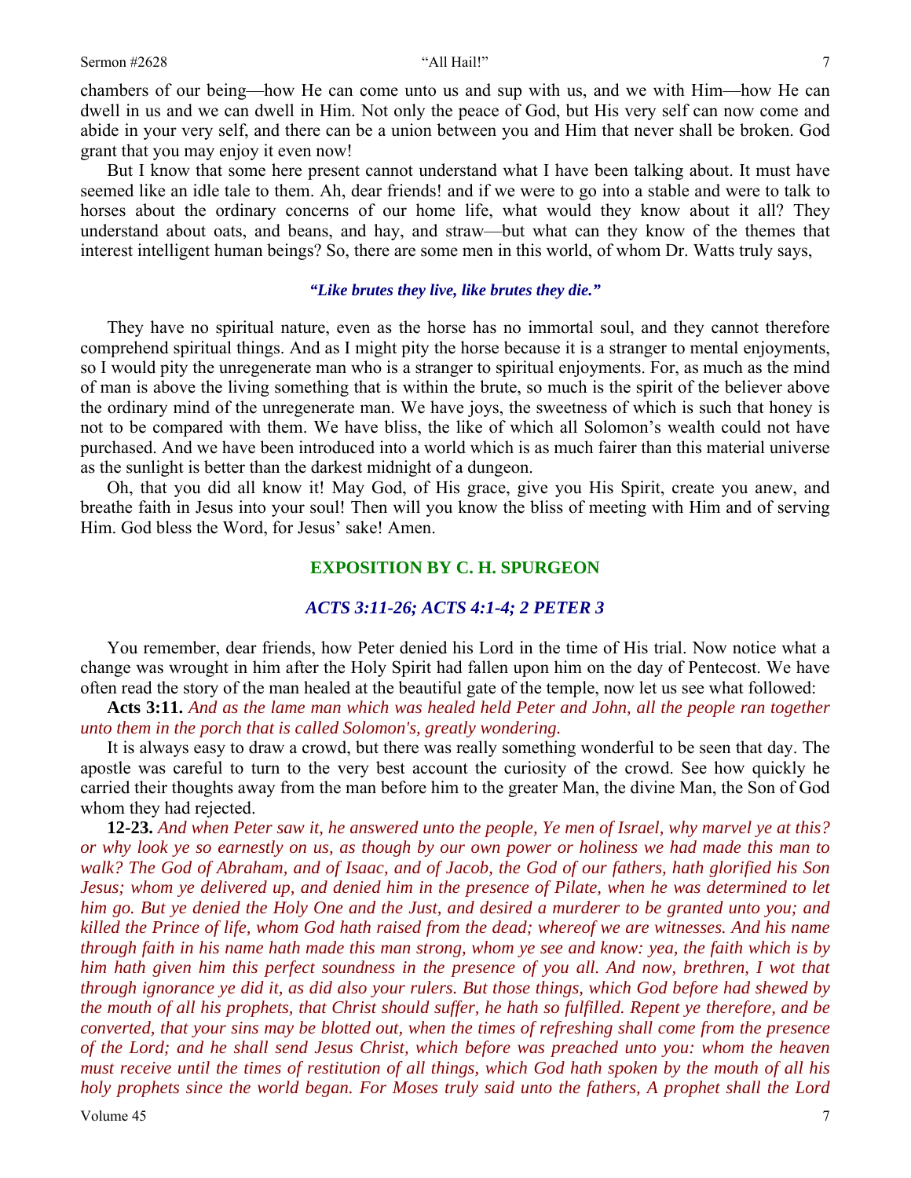chambers of our being—how He can come unto us and sup with us, and we with Him—how He can dwell in us and we can dwell in Him. Not only the peace of God, but His very self can now come and abide in your very self, and there can be a union between you and Him that never shall be broken. God grant that you may enjoy it even now!

But I know that some here present cannot understand what I have been talking about. It must have seemed like an idle tale to them. Ah, dear friends! and if we were to go into a stable and were to talk to horses about the ordinary concerns of our home life, what would they know about it all? They understand about oats, and beans, and hay, and straw—but what can they know of the themes that interest intelligent human beings? So, there are some men in this world, of whom Dr. Watts truly says,

*"Like brutes they live, like brutes they die."*

They have no spiritual nature, even as the horse has no immortal soul, and they cannot therefore comprehend spiritual things. And as I might pity the horse because it is a stranger to mental enjoyments, so I would pity the unregenerate man who is a stranger to spiritual enjoyments. For, as much as the mind of man is above the living something that is within the brute, so much is the spirit of the believer above the ordinary mind of the unregenerate man. We have joys, the sweetness of which is such that honey is not to be compared with them. We have bliss, the like of which all Solomon's wealth could not have purchased. And we have been introduced into a world which is as much fairer than this material universe as the sunlight is better than the darkest midnight of a dungeon.

Oh, that you did all know it! May God, of His grace, give you His Spirit, create you anew, and breathe faith in Jesus into your soul! Then will you know the bliss of meeting with Him and of serving Him. God bless the Word, for Jesus' sake! Amen.

## EXPOSITION BY C. H. SPURGEON

### *ACTS 3:11-26; ACTS 4:1-4; 2 PETER 3*

You remember, dear friends, how Peter denied his Lord in the time of His trial. Now notice what a change was wrought in him after the Holy Spirit had fallen upon him on the day of Pentecost. We have often read the story of the man healed at the beautiful gate of the temple, now let us see what followed:

**Acts 3:11.** *And as the lame man which was healed held Peter and John, all the people ran together unto them in the porch that is called Solomon's, greatly wondering.*

It is always easy to draw a crowd, but there was really something wonderful to be seen that day. The apostle was careful to turn to the very best account the curiosity of the crowd. See how quickly he carried their thoughts away from the man before him to the greater Man, the divine Man, the Son of God whom they had rejected.

**12-23.** *And when Peter saw it, he answered unto the people, Ye men of Israel, why marvel ye at this? or why look ye so earnestly on us, as though by our own power or holiness we had made this man to walk? The God of Abraham, and of Isaac, and of Jacob, the God of our fathers, hath glorified his Son Jesus; whom ye delivered up, and denied him in the presence of Pilate, when he was determined to let him go. But ye denied the Holy One and the Just, and desired a murderer to be granted unto you; and killed the Prince of life, whom God hath raised from the dead; whereof we are witnesses. And his name through faith in his name hath made this man strong, whom ye see and know: yea, the faith which is by him hath given him this perfect soundness in the presence of you all. And now, brethren, I wot that through ignorance ye did it, as did also your rulers. But those things, which God before had shewed by the mouth of all his prophets, that Christ should suffer, he hath so fulfilled. Repent ye therefore, and be converted, that your sins may be blotted out, when the times of refreshing shall come from the presence of the Lord; and he shall send Jesus Christ, which before was preached unto you: whom the heaven must receive until the times of restitution of all things, which God hath spoken by the mouth of all his holy prophets since the world began. For Moses truly said unto the fathers, A prophet shall the Lord*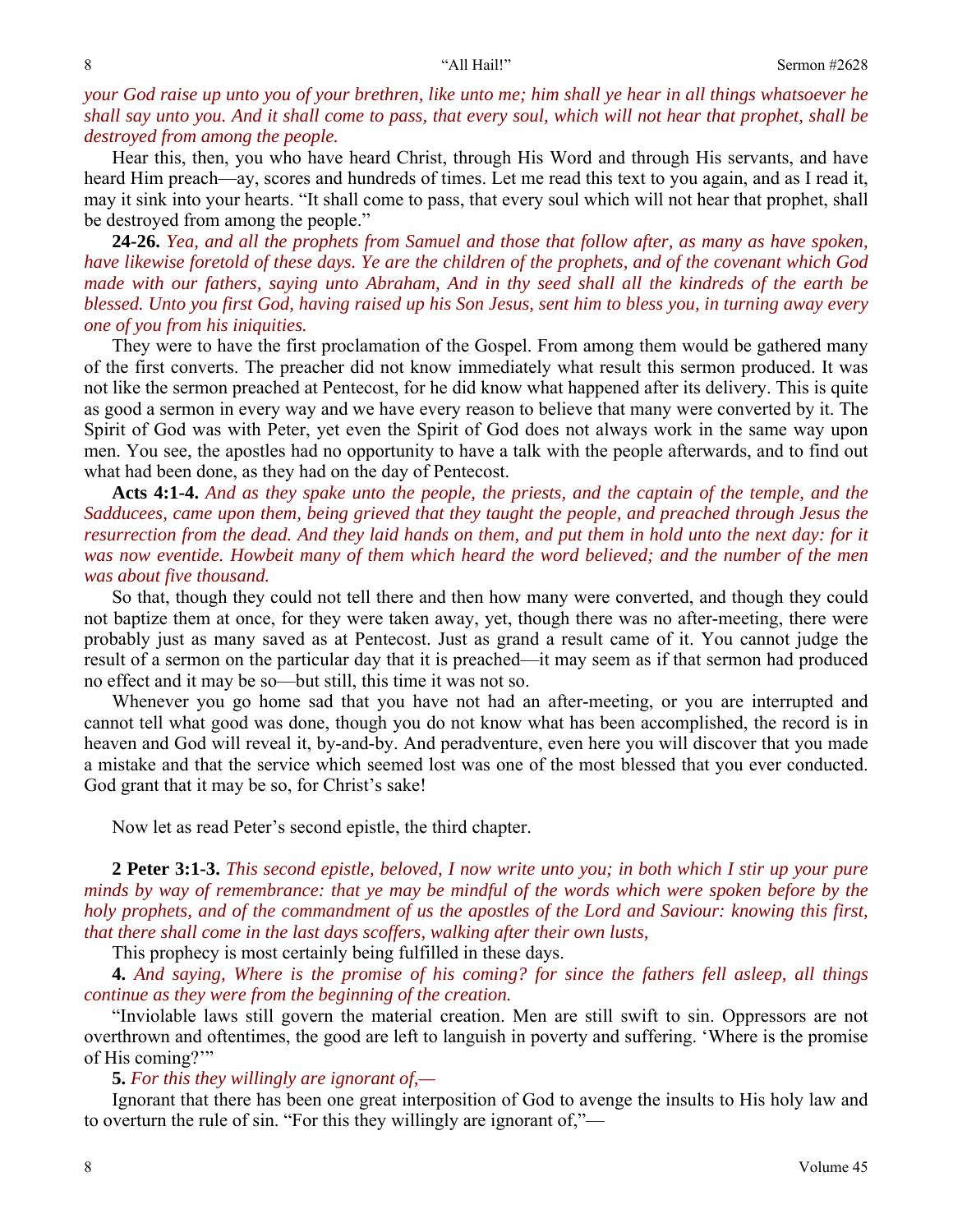*your God raise up unto you of your brethren, like unto me; him shall ye hear in all things whatsoever he shall say unto you. And it shall come to pass, that every soul, which will not hear that prophet, shall be destroyed from among the people.*

Hear this, then, you who have heard Christ, through His Word and through His servants, and have heard Him preach—ay, scores and hundreds of times. Let me read this text to you again, and as I read it, may it sink into your hearts. "It shall come to pass, that every soul which will not hear that prophet, shall be destroyed from among the people."

**24-26.** *Yea, and all the prophets from Samuel and those that follow after, as many as have spoken, have likewise foretold of these days. Ye are the children of the prophets, and of the covenant which God made with our fathers, saying unto Abraham, And in thy seed shall all the kindreds of the earth be blessed. Unto you first God, having raised up his Son Jesus, sent him to bless you, in turning away every one of you from his iniquities.*

They were to have the first proclamation of the Gospel. From among them would be gathered many of the first converts. The preacher did not know immediately what result this sermon produced. It was not like the sermon preached at Pentecost, for he did know what happened after its delivery. This is quite as good a sermon in every way and we have every reason to believe that many were converted by it. The Spirit of God was with Peter, yet even the Spirit of God does not always work in the same way upon men. You see, the apostles had no opportunity to have a talk with the people afterwards, and to find out what had been done, as they had on the day of Pentecost.

**Acts 4:1-4.** *And as they spake unto the people, the priests, and the captain of the temple, and the Sadducees, came upon them, being grieved that they taught the people, and preached through Jesus the resurrection from the dead. And they laid hands on them, and put them in hold unto the next day: for it was now eventide. Howbeit many of them which heard the word believed; and the number of the men was about five thousand.*

So that, though they could not tell there and then how many were converted, and though they could not baptize them at once, for they were taken away, yet, though there was no after-meeting, there were probably just as many saved as at Pentecost. Just as grand a result came of it. You cannot judge the result of a sermon on the particular day that it is preached—it may seem as if that sermon had produced no effect and it may be so—but still, this time it was not so.

Whenever you go home sad that you have not had an after-meeting, or you are interrupted and cannot tell what good was done, though you do not know what has been accomplished, the record is in heaven and God will reveal it, by-and-by. And peradventure, even here you will discover that you made a mistake and that the service which seemed lost was one of the most blessed that you ever conducted. God grant that it may be so, for Christ's sake!

Now let as read Peter's second epistle, the third chapter.

**2 Peter 3:1-3.** *This second epistle, beloved, I now write unto you; in both which I stir up your pure minds by way of remembrance: that ye may be mindful of the words which were spoken before by the holy prophets, and of the commandment of us the apostles of the Lord and Saviour: knowing this first, that there shall come in the last days scoffers, walking after their own lusts,*

This prophecy is most certainly being fulfilled in these days.

**4.** *And saying, Where is the promise of his coming? for since the fathers fell asleep, all things continue as they were from the beginning of the creation.*

"Inviolable laws still govern the material creation. Men are still swift to sin. Oppressors are not overthrown and oftentimes, the good are left to languish in poverty and suffering. 'Where is the promise of His coming?'"

**5.** *For this they willingly are ignorant of,—*

Ignorant that there has been one great interposition of God to avenge the insults to His holy law and to overturn the rule of sin. "For this they willingly are ignorant of,"—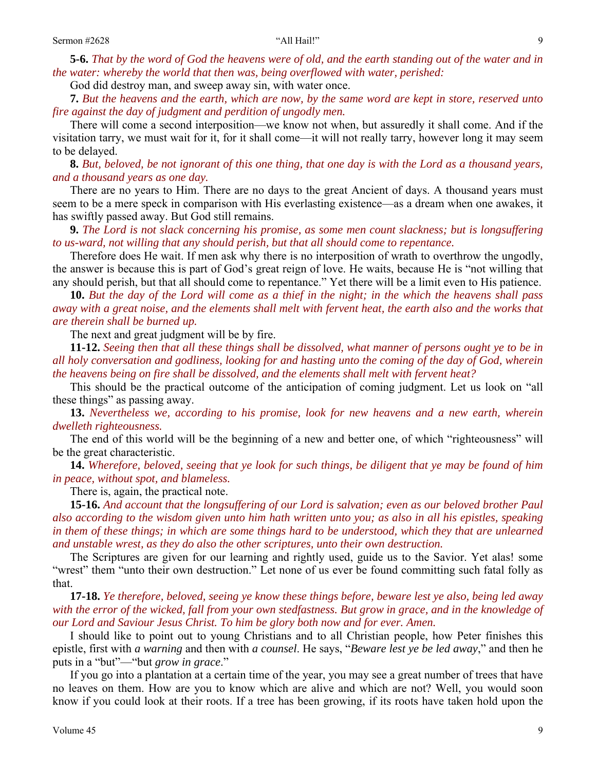**5-6.** *That by the word of God the heavens were of old, and the earth standing out of the water and in the water: whereby the world that then was, being overflowed with water, perished:*

God did destroy man, and sweep away sin, with water once.

**7.** *But the heavens and the earth, which are now, by the same word are kept in store, reserved unto fire against the day of judgment and perdition of ungodly men.*

There will come a second interposition—we know not when, but assuredly it shall come. And if the visitation tarry, we must wait for it, for it shall come—it will not really tarry, however long it may seem to be delayed.

**8.** *But, beloved, be not ignorant of this one thing, that one day is with the Lord as a thousand years, and a thousand years as one day.*

There are no years to Him. There are no days to the great Ancient of days. A thousand years must seem to be a mere speck in comparison with His everlasting existence—as a dream when one awakes, it has swiftly passed away. But God still remains.

**9.** *The Lord is not slack concerning his promise, as some men count slackness; but is longsuffering to us-ward, not willing that any should perish, but that all should come to repentance.*

Therefore does He wait. If men ask why there is no interposition of wrath to overthrow the ungodly, the answer is because this is part of God's great reign of love. He waits, because He is "not willing that any should perish, but that all should come to repentance." Yet there will be a limit even to His patience.

**10.** *But the day of the Lord will come as a thief in the night; in the which the heavens shall pass away with a great noise, and the elements shall melt with fervent heat, the earth also and the works that are therein shall be burned up.*

The next and great judgment will be by fire.

**11-12.** *Seeing then that all these things shall be dissolved, what manner of persons ought ye to be in all holy conversation and godliness, looking for and hasting unto the coming of the day of God, wherein the heavens being on fire shall be dissolved, and the elements shall melt with fervent heat?*

This should be the practical outcome of the anticipation of coming judgment. Let us look on "all these things" as passing away.

**13.** *Nevertheless we, according to his promise, look for new heavens and a new earth, wherein dwelleth righteousness.*

The end of this world will be the beginning of a new and better one, of which "righteousness" will be the great characteristic.

**14.** *Wherefore, beloved, seeing that ye look for such things, be diligent that ye may be found of him in peace, without spot, and blameless.*

There is, again, the practical note.

**15-16.** *And account that the longsuffering of our Lord is salvation; even as our beloved brother Paul also according to the wisdom given unto him hath written unto you; as also in all his epistles, speaking in them of these things; in which are some things hard to be understood, which they that are unlearned and unstable wrest, as they do also the other scriptures, unto their own destruction.*

The Scriptures are given for our learning and rightly used, guide us to the Savior. Yet alas! some "wrest" them "unto their own destruction." Let none of us ever be found committing such fatal folly as that.

**17-18.** *Ye therefore, beloved, seeing ye know these things before, beware lest ye also, being led away with the error of the wicked, fall from your own stedfastness. But grow in grace, and in the knowledge of our Lord and Saviour Jesus Christ. To him be glory both now and for ever. Amen.*

I should like to point out to young Christians and to all Christian people, how Peter finishes this epistle, first with *a warning* and then with *a counsel*. He says, "*Beware lest ye be led away*," and then he puts in a "but"—"but *grow in grace*."

If you go into a plantation at a certain time of the year, you may see a great number of trees that have no leaves on them. How are you to know which are alive and which are not? Well, you would soon know if you could look at their roots. If a tree has been growing, if its roots have taken hold upon the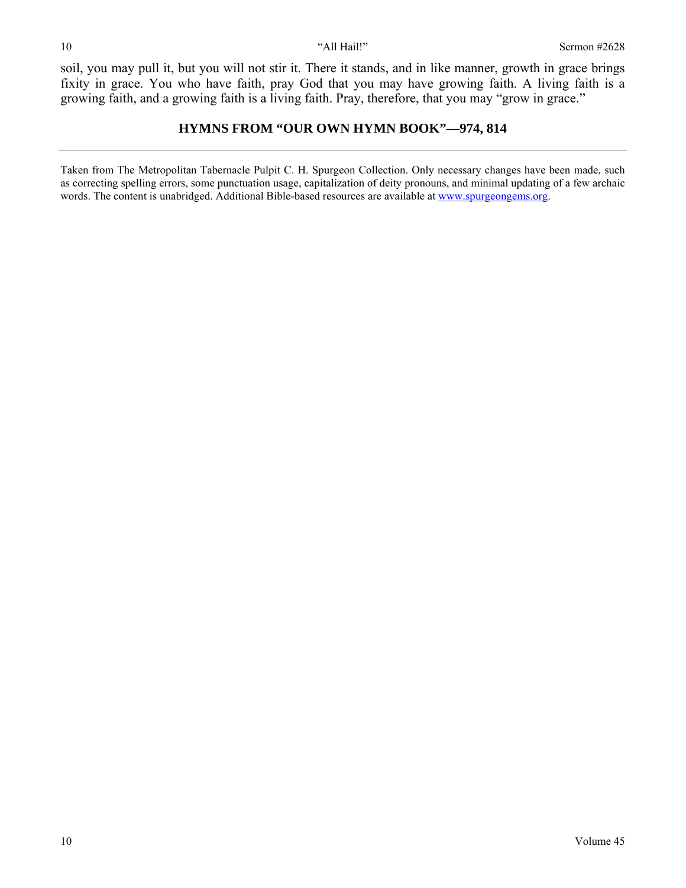soil, you may pull it, but you will not stir it. There it stands, and in like manner, growth in grace brings fixity in grace. You who have faith, pray God that you may have growing faith. A living faith is a growing faith, and a growing faith is a living faith. Pray, therefore, that you may "grow in grace."

## HYMNS FROM "OUR OWN HYMN BOOK"—974, 814

---

Taken from The Metropolitan Tabernacle Pulpit C. H. Spurgeon Collection. Only necessary changes have been made, such as correcting spelling errors, some punctuation usage, capitalization of deity pronouns, and minimal updating of a few archaic words. The content is unabridged. Additional Bible-based resources are available at [www.spurgeongems.org](http://www.spurgeongems.org).